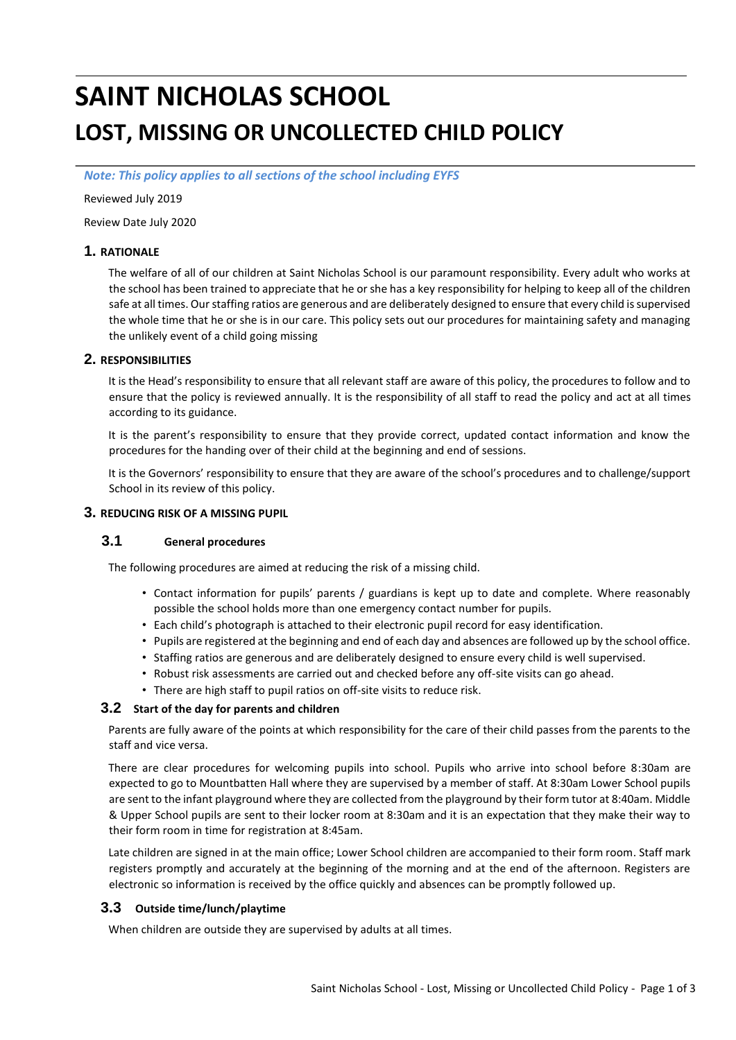# SAINT NICHOLAS SCHOOL

# LOST, MISSING OR UNCOLLECTED CHILD POLICY

***Note: This policy applies to all sections of the school including EYFS***

Reviewed July 2019

Review Date July 2020

## 1. RATIONALE

The welfare of all of our children at Saint Nicholas School is our paramount responsibility. Every adult who works at the school has been trained to appreciate that he or she has a key responsibility for helping to keep all of the children safe at all times. Our staffing ratios are generous and are deliberately designed to ensure that every child is supervised the whole time that he or she is in our care. This policy sets out our procedures for maintaining safety and managing the unlikely event of a child going missing

## 2. RESPONSIBILITIES

It is the Head's responsibility to ensure that all relevant staff are aware of this policy, the procedures to follow and to ensure that the policy is reviewed annually. It is the responsibility of all staff to read the policy and act at all times according to its guidance.

It is the parent's responsibility to ensure that they provide correct, updated contact information and know the procedures for the handing over of their child at the beginning and end of sessions.

It is the Governors' responsibility to ensure that they are aware of the school's procedures and to challenge/support School in its review of this policy.

## 3. REDUCING RISK OF A MISSING PUPIL

### 3.1 General procedures

The following procedures are aimed at reducing the risk of a missing child.

- Contact information for pupils' parents / guardians is kept up to date and complete. Where reasonably possible the school holds more than one emergency contact number for pupils.
- Each child's photograph is attached to their electronic pupil record for easy identification.
- Pupils are registered at the beginning and end of each day and absences are followed up by the school office.
- Staffing ratios are generous and are deliberately designed to ensure every child is well supervised.
- Robust risk assessments are carried out and checked before any off-site visits can go ahead.
- There are high staff to pupil ratios on off-site visits to reduce risk.

### 3.2 Start of the day for parents and children

Parents are fully aware of the points at which responsibility for the care of their child passes from the parents to the staff and vice versa.

There are clear procedures for welcoming pupils into school. Pupils who arrive into school before 8:30am are expected to go to Mountbatten Hall where they are supervised by a member of staff. At 8:30am Lower School pupils are sent to the infant playground where they are collected from the playground by their form tutor at 8:40am. Middle & Upper School pupils are sent to their locker room at 8:30am and it is an expectation that they make their way to their form room in time for registration at 8:45am.

Late children are signed in at the main office; Lower School children are accompanied to their form room. Staff mark registers promptly and accurately at the beginning of the morning and at the end of the afternoon. Registers are electronic so information is received by the office quickly and absences can be promptly followed up.

### 3.3 Outside time/lunch/playtime

When children are outside they are supervised by adults at all times.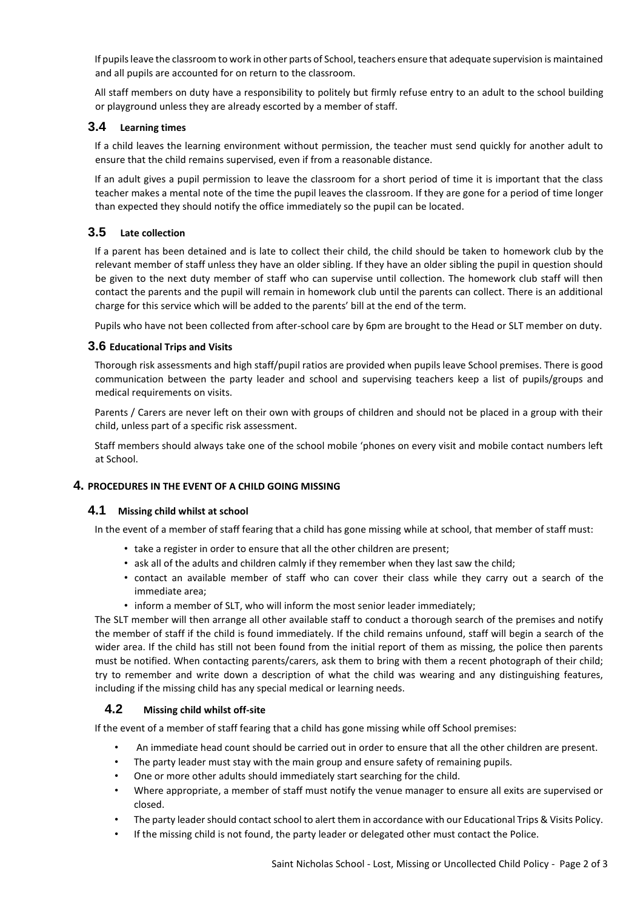If pupils leave the classroom to work in other parts of School, teachers ensure that adequate supervision is maintained and all pupils are accounted for on return to the classroom.

All staff members on duty have a responsibility to politely but firmly refuse entry to an adult to the school building or playground unless they are already escorted by a member of staff.

### 3.4 Learning times

If a child leaves the learning environment without permission, the teacher must send quickly for another adult to ensure that the child remains supervised, even if from a reasonable distance.

If an adult gives a pupil permission to leave the classroom for a short period of time it is important that the class teacher makes a mental note of the time the pupil leaves the classroom. If they are gone for a period of time longer than expected they should notify the office immediately so the pupil can be located.

### 3.5 Late collection

If a parent has been detained and is late to collect their child, the child should be taken to homework club by the relevant member of staff unless they have an older sibling. If they have an older sibling the pupil in question should be given to the next duty member of staff who can supervise until collection. The homework club staff will then contact the parents and the pupil will remain in homework club until the parents can collect. There is an additional charge for this service which will be added to the parents' bill at the end of the term.

Pupils who have not been collected from after-school care by 6pm are brought to the Head or SLT member on duty.

### 3.6 Educational Trips and Visits

Thorough risk assessments and high staff/pupil ratios are provided when pupils leave School premises. There is good communication between the party leader and school and supervising teachers keep a list of pupils/groups and medical requirements on visits.

Parents / Carers are never left on their own with groups of children and should not be placed in a group with their child, unless part of a specific risk assessment.

Staff members should always take one of the school mobile 'phones on every visit and mobile contact numbers left at School.

## 4. PROCEDURES IN THE EVENT OF A CHILD GOING MISSING

### 4.1 Missing child whilst at school

In the event of a member of staff fearing that a child has gone missing while at school, that member of staff must:

- take a register in order to ensure that all the other children are present;
- ask all of the adults and children calmly if they remember when they last saw the child;
- contact an available member of staff who can cover their class while they carry out a search of the immediate area;
- inform a member of SLT, who will inform the most senior leader immediately;

The SLT member will then arrange all other available staff to conduct a thorough search of the premises and notify the member of staff if the child is found immediately. If the child remains unfound, staff will begin a search of the wider area. If the child has still not been found from the initial report of them as missing, the police then parents must be notified. When contacting parents/carers, ask them to bring with them a recent photograph of their child; try to remember and write down a description of what the child was wearing and any distinguishing features, including if the missing child has any special medical or learning needs.

### 4.2 Missing child whilst off-site

If the event of a member of staff fearing that a child has gone missing while off School premises:

- An immediate head count should be carried out in order to ensure that all the other children are present.
- The party leader must stay with the main group and ensure safety of remaining pupils.
- One or more other adults should immediately start searching for the child.
- Where appropriate, a member of staff must notify the venue manager to ensure all exits are supervised or closed.
- The party leader should contact school to alert them in accordance with our Educational Trips & Visits Policy.
- If the missing child is not found, the party leader or delegated other must contact the Police.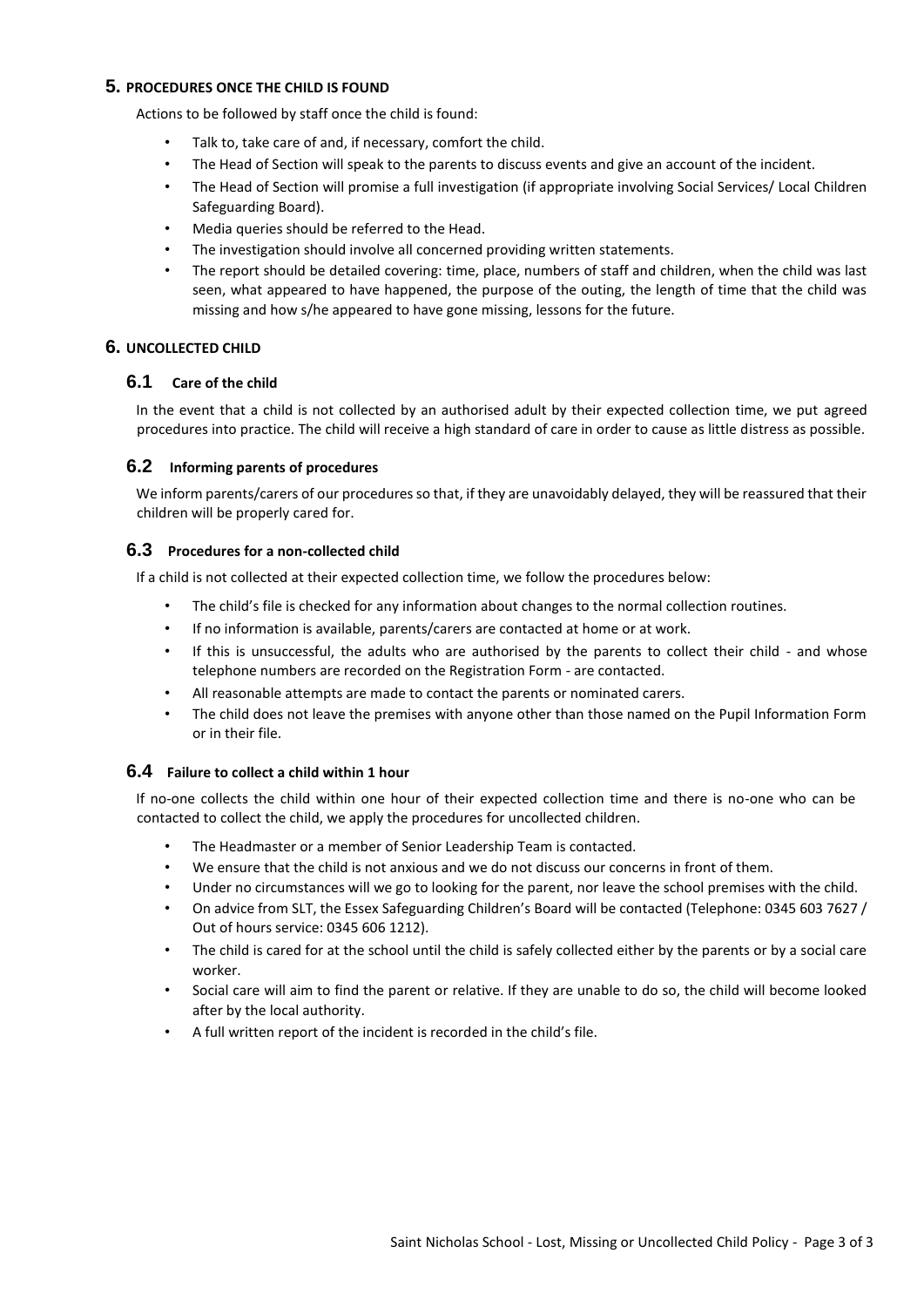## 5. PROCEDURES ONCE THE CHILD IS FOUND

Actions to be followed by staff once the child is found:

- Talk to, take care of and, if necessary, comfort the child.
- The Head of Section will speak to the parents to discuss events and give an account of the incident.
- The Head of Section will promise a full investigation (if appropriate involving Social Services/ Local Children Safeguarding Board).
- Media queries should be referred to the Head.
- The investigation should involve all concerned providing written statements.
- The report should be detailed covering: time, place, numbers of staff and children, when the child was last seen, what appeared to have happened, the purpose of the outing, the length of time that the child was missing and how s/he appeared to have gone missing, lessons for the future.

## 6. UNCOLLECTED CHILD

### 6.1 Care of the child

In the event that a child is not collected by an authorised adult by their expected collection time, we put agreed procedures into practice. The child will receive a high standard of care in order to cause as little distress as possible.

### 6.2 Informing parents of procedures

We inform parents/carers of our procedures so that, if they are unavoidably delayed, they will be reassured that their children will be properly cared for.

### 6.3 Procedures for a non-collected child

If a child is not collected at their expected collection time, we follow the procedures below:

- The child's file is checked for any information about changes to the normal collection routines.
- If no information is available, parents/carers are contacted at home or at work.
- If this is unsuccessful, the adults who are authorised by the parents to collect their child - and whose telephone numbers are recorded on the Registration Form - are contacted.
- All reasonable attempts are made to contact the parents or nominated carers.
- The child does not leave the premises with anyone other than those named on the Pupil Information Form or in their file.

### 6.4 Failure to collect a child within 1 hour

If no-one collects the child within one hour of their expected collection time and there is no-one who can be contacted to collect the child, we apply the procedures for uncollected children.

- The Headmaster or a member of Senior Leadership Team is contacted.
- We ensure that the child is not anxious and we do not discuss our concerns in front of them.
- Under no circumstances will we go to looking for the parent, nor leave the school premises with the child.
- On advice from SLT, the Essex Safeguarding Children's Board will be contacted (Telephone: 0345 603 7627 / Out of hours service: 0345 606 1212).
- The child is cared for at the school until the child is safely collected either by the parents or by a social care worker.
- Social care will aim to find the parent or relative. If they are unable to do so, the child will become looked after by the local authority.
- A full written report of the incident is recorded in the child's file.